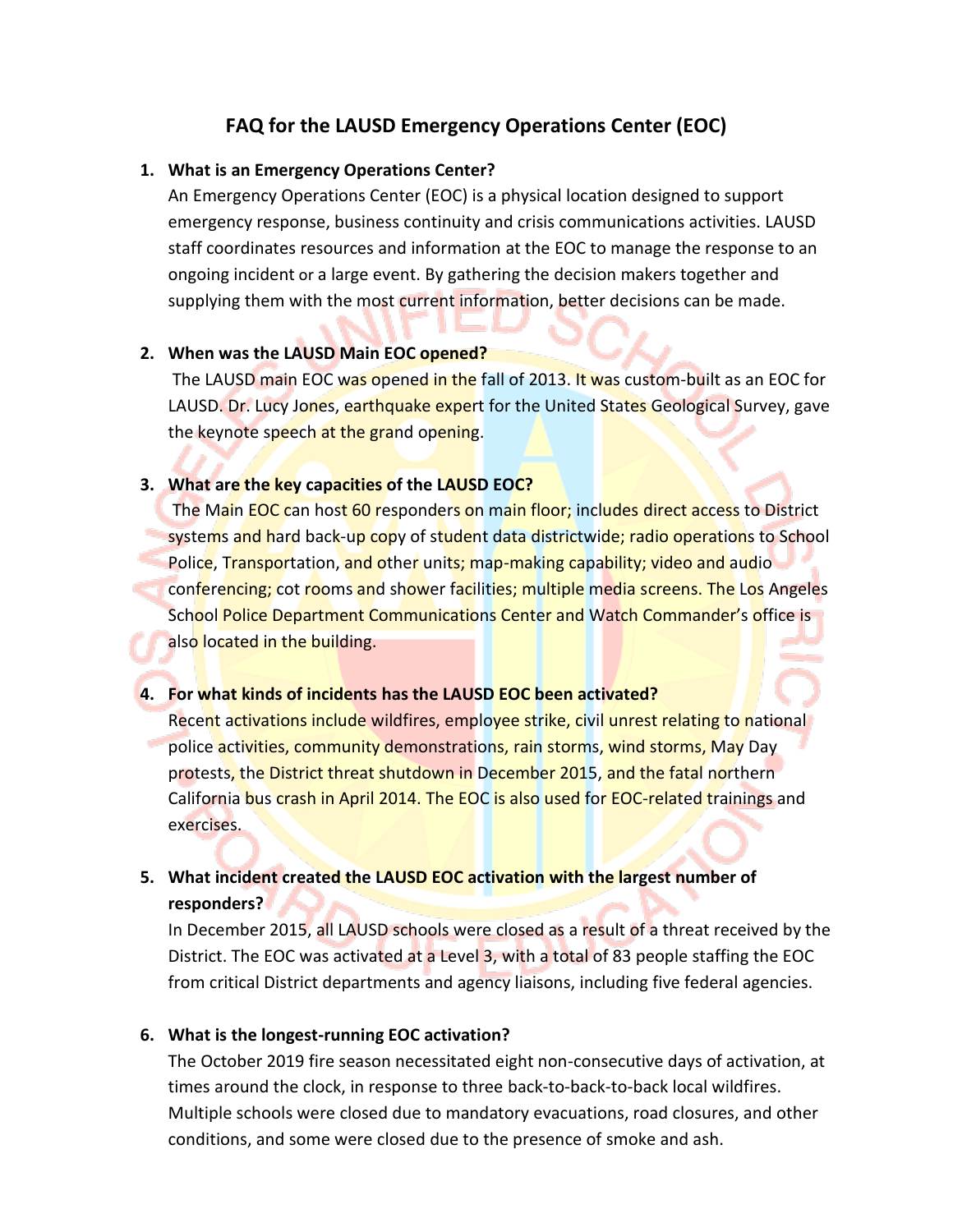# FAQ for the LAUSD Emergency Operations Center (EOC)

1. **What is an Emergency Operations Center?**
   An Emergency Operations Center (EOC) is a physical location designed to support emergency response, business continuity and crisis communications activities. LAUSD staff coordinates resources and information at the EOC to manage the response to an ongoing incident or a large event. By gathering the decision makers together and supplying them with the most current information, better decisions can be made.

2. **When was the LAUSD Main EOC opened?**
   The LAUSD main EOC was opened in the fall of 2013. It was custom-built as an EOC for LAUSD. Dr. Lucy Jones, earthquake expert for the United States Geological Survey, gave the keynote speech at the grand opening.

3. **What are the key capacities of the LAUSD EOC?**
   The Main EOC can host 60 responders on main floor; includes direct access to District systems and hard back-up copy of student data districtwide; radio operations to School Police, Transportation, and other units; map-making capability; video and audio conferencing; cot rooms and shower facilities; multiple media screens. The Los Angeles School Police Department Communications Center and Watch Commander's office is also located in the building.

4. **For what kinds of incidents has the LAUSD EOC been activated?**
   Recent activations include wildfires, employee strike, civil unrest relating to national police activities, community demonstrations, rain storms, wind storms, May Day protests, the District threat shutdown in December 2015, and the fatal northern California bus crash in April 2014. The EOC is also used for EOC-related trainings and exercises.

5. **What incident created the LAUSD EOC activation with the largest number of responders?**
   In December 2015, all LAUSD schools were closed as a result of a threat received by the District. The EOC was activated at a Level 3, with a total of 83 people staffing the EOC from critical District departments and agency liaisons, including five federal agencies.

6. **What is the longest-running EOC activation?**
   The October 2019 fire season necessitated eight non-consecutive days of activation, at times around the clock, in response to three back-to-back-to-back local wildfires. Multiple schools were closed due to mandatory evacuations, road closures, and other conditions, and some were closed due to the presence of smoke and ash.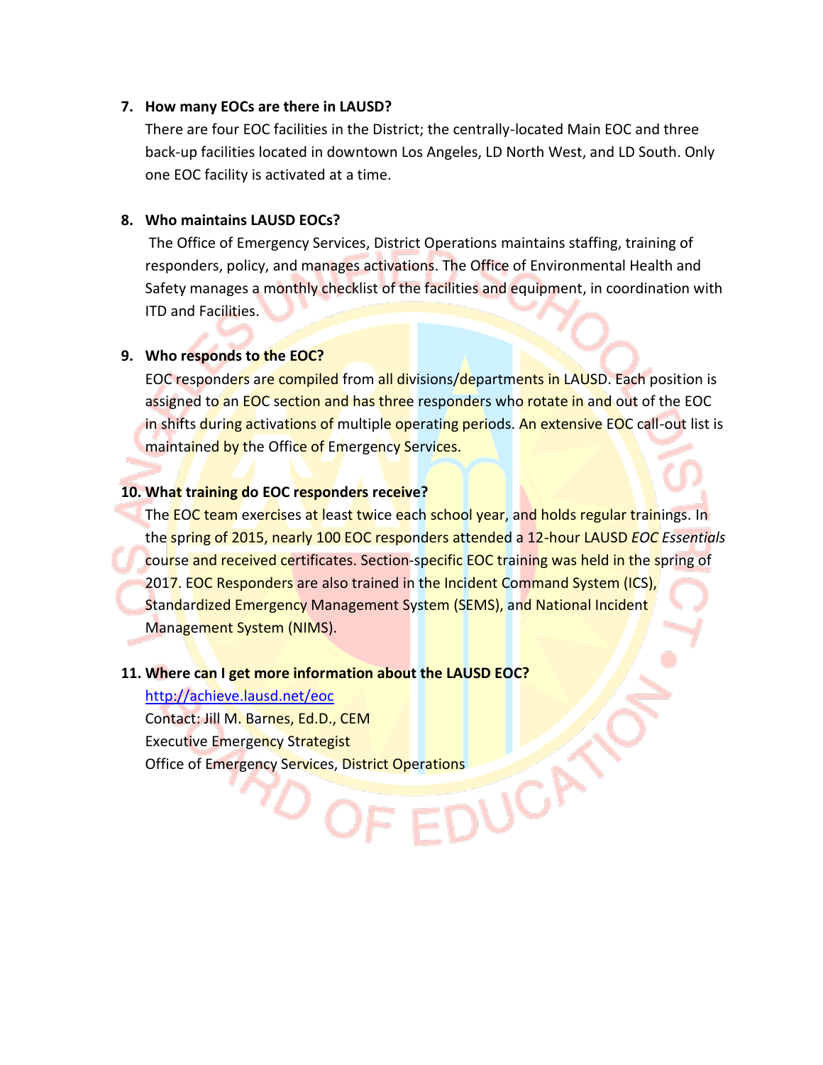7. **How many EOCs are there in LAUSD?**
   There are four EOC facilities in the District; the centrally-located Main EOC and three back-up facilities located in downtown Los Angeles, LD North West, and LD South. Only one EOC facility is activated at a time.

8. **Who maintains LAUSD EOCs?**
   The Office of Emergency Services, District Operations maintains staffing, training of responders, policy, and manages activations. The Office of Environmental Health and Safety manages a monthly checklist of the facilities and equipment, in coordination with ITD and Facilities.

9. **Who responds to the EOC?**
   EOC responders are compiled from all divisions/departments in LAUSD. Each position is assigned to an EOC section and has three responders who rotate in and out of the EOC in shifts during activations of multiple operating periods. An extensive EOC call-out list is maintained by the Office of Emergency Services.

10. **What training do EOC responders receive?**
    The EOC team exercises at least twice each school year, and holds regular trainings. In the spring of 2015, nearly 100 EOC responders attended a 12-hour LAUSD *EOC Essentials* course and received certificates. Section-specific EOC training was held in the spring of 2017. EOC Responders are also trained in the Incident Command System (ICS), Standardized Emergency Management System (SEMS), and National Incident Management System (NIMS).

11. **Where can I get more information about the LAUSD EOC?**
    http://achieve.lausd.net/eoc
    Contact: Jill M. Barnes, Ed.D., CEM
    Executive Emergency Strategist
    Office of Emergency Services, District Operations